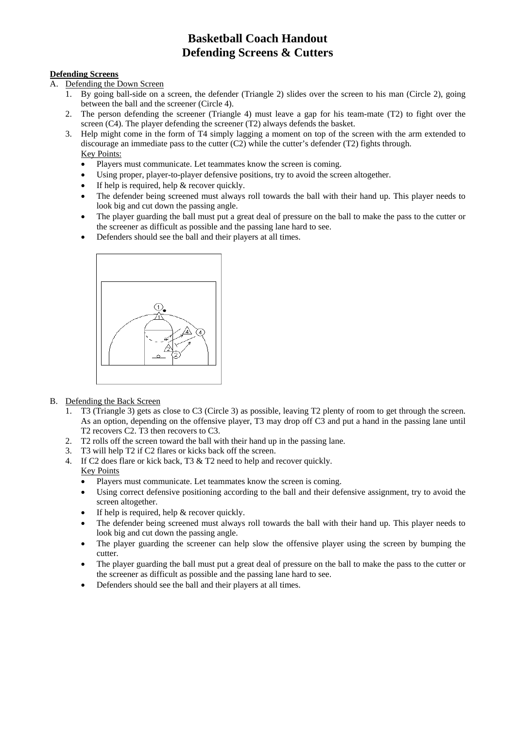# Basketball Coach Handout
# Defending Screens & Cutters

**Defending Screens**

A. Defending the Down Screen

1. By going ball-side on a screen, the defender (Triangle 2) slides over the screen to his man (Circle 2), going between the ball and the screener (Circle 4).
2. The person defending the screener (Triangle 4) must leave a gap for his team-mate (T2) to fight over the screen (C4). The player defending the screener (T2) always defends the basket.
3. Help might come in the form of T4 simply lagging a moment on top of the screen with the arm extended to discourage an immediate pass to the cutter (C2) while the cutter's defender (T2) fights through.

Key Points:

- Players must communicate. Let teammates know the screen is coming.
- Using proper, player-to-player defensive positions, try to avoid the screen altogether.
- If help is required, help & recover quickly.
- The defender being screened must always roll towards the ball with their hand up. This player needs to look big and cut down the passing angle.
- The player guarding the ball must put a great deal of pressure on the ball to make the pass to the cutter or the screener as difficult as possible and the passing lane hard to see.
- Defenders should see the ball and their players at all times.

B. Defending the Back Screen

1. T3 (Triangle 3) gets as close to C3 (Circle 3) as possible, leaving T2 plenty of room to get through the screen. As an option, depending on the offensive player, T3 may drop off C3 and put a hand in the passing lane until T2 recovers C2. T3 then recovers to C3.
2. T2 rolls off the screen toward the ball with their hand up in the passing lane.
3. T3 will help T2 if C2 flares or kicks back off the screen.
4. If C2 does flare or kick back, T3 & T2 need to help and recover quickly.

Key Points

- Players must communicate. Let teammates know the screen is coming.
- Using correct defensive positioning according to the ball and their defensive assignment, try to avoid the screen altogether.
- If help is required, help & recover quickly.
- The defender being screened must always roll towards the ball with their hand up. This player needs to look big and cut down the passing angle.
- The player guarding the screener can help slow the offensive player using the screen by bumping the cutter.
- The player guarding the ball must put a great deal of pressure on the ball to make the pass to the cutter or the screener as difficult as possible and the passing lane hard to see.
- Defenders should see the ball and their players at all times.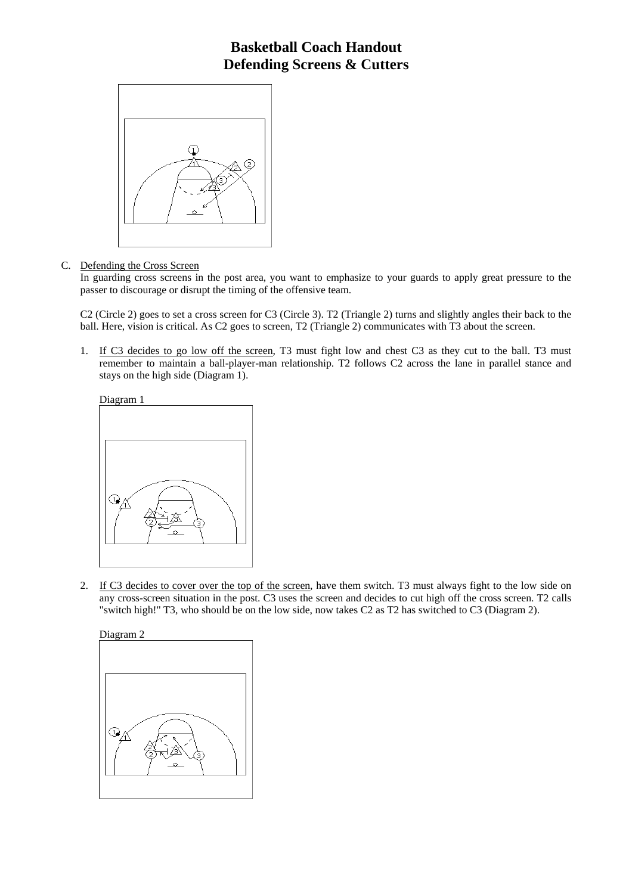# Basketball Coach Handout
# Defending Screens & Cutters

C. Defending the Cross Screen

In guarding cross screens in the post area, you want to emphasize to your guards to apply great pressure to the passer to discourage or disrupt the timing of the offensive team.

C2 (Circle 2) goes to set a cross screen for C3 (Circle 3). T2 (Triangle 2) turns and slightly angles their back to the ball. Here, vision is critical. As C2 goes to screen, T2 (Triangle 2) communicates with T3 about the screen.

1. If C3 decides to go low off the screen, T3 must fight low and chest C3 as they cut to the ball. T3 must remember to maintain a ball-player-man relationship. T2 follows C2 across the lane in parallel stance and stays on the high side (Diagram 1).

   Diagram 1

2. If C3 decides to cover over the top of the screen, have them switch. T3 must always fight to the low side on any cross-screen situation in the post. C3 uses the screen and decides to cut high off the cross screen. T2 calls "switch high!" T3, who should be on the low side, now takes C2 as T2 has switched to C3 (Diagram 2).

   Diagram 2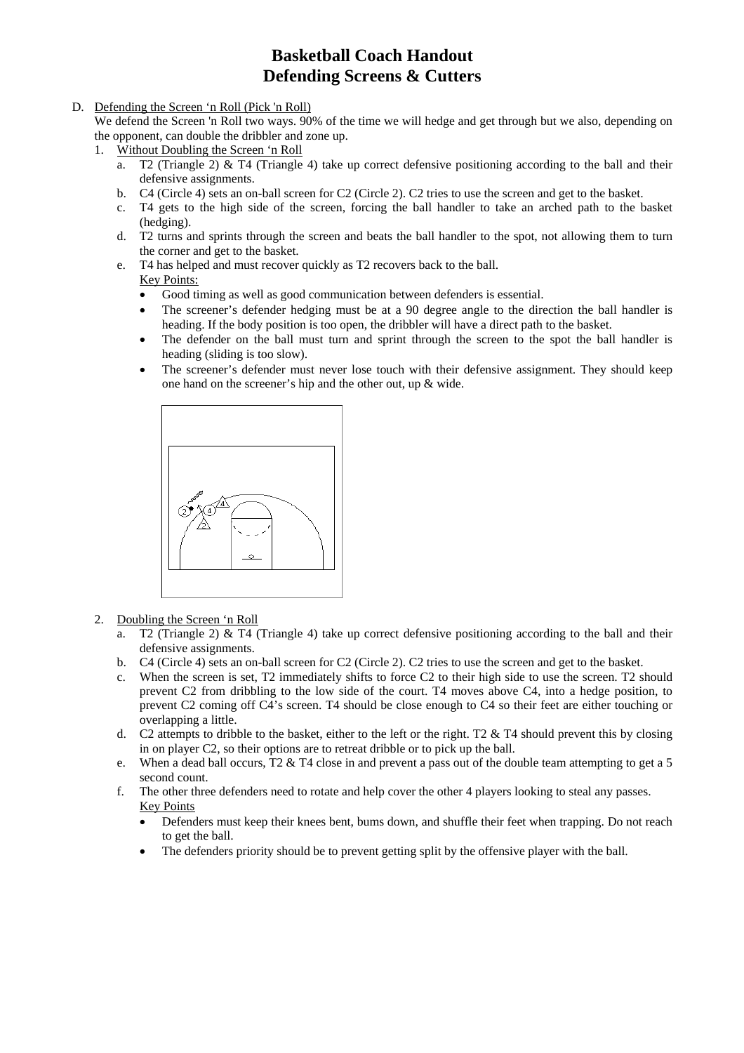# Basketball Coach Handout
# Defending Screens & Cutters

D. Defending the Screen 'n Roll (Pick 'n Roll)

We defend the Screen 'n Roll two ways. 90% of the time we will hedge and get through but we also, depending on the opponent, can double the dribbler and zone up.

1. Without Doubling the Screen 'n Roll
   a. T2 (Triangle 2) & T4 (Triangle 4) take up correct defensive positioning according to the ball and their defensive assignments.
   b. C4 (Circle 4) sets an on-ball screen for C2 (Circle 2). C2 tries to use the screen and get to the basket.
   c. T4 gets to the high side of the screen, forcing the ball handler to take an arched path to the basket (hedging).
   d. T2 turns and sprints through the screen and beats the ball handler to the spot, not allowing them to turn the corner and get to the basket.
   e. T4 has helped and must recover quickly as T2 recovers back to the ball.

   Key Points:
   - Good timing as well as good communication between defenders is essential.
   - The screener's defender hedging must be at a 90 degree angle to the direction the ball handler is heading. If the body position is too open, the dribbler will have a direct path to the basket.
   - The defender on the ball must turn and sprint through the screen to the spot the ball handler is heading (sliding is too slow).
   - The screener's defender must never lose touch with their defensive assignment. They should keep one hand on the screener's hip and the other out, up & wide.

2. Doubling the Screen 'n Roll
   a. T2 (Triangle 2) & T4 (Triangle 4) take up correct defensive positioning according to the ball and their defensive assignments.
   b. C4 (Circle 4) sets an on-ball screen for C2 (Circle 2). C2 tries to use the screen and get to the basket.
   c. When the screen is set, T2 immediately shifts to force C2 to their high side to use the screen. T2 should prevent C2 from dribbling to the low side of the court. T4 moves above C4, into a hedge position, to prevent C2 coming off C4's screen. T4 should be close enough to C4 so their feet are either touching or overlapping a little.
   d. C2 attempts to dribble to the basket, either to the left or the right. T2 & T4 should prevent this by closing in on player C2, so their options are to retreat dribble or to pick up the ball.
   e. When a dead ball occurs, T2 & T4 close in and prevent a pass out of the double team attempting to get a 5 second count.
   f. The other three defenders need to rotate and help cover the other 4 players looking to steal any passes.

   Key Points
   - Defenders must keep their knees bent, bums down, and shuffle their feet when trapping. Do not reach to get the ball.
   - The defenders priority should be to prevent getting split by the offensive player with the ball.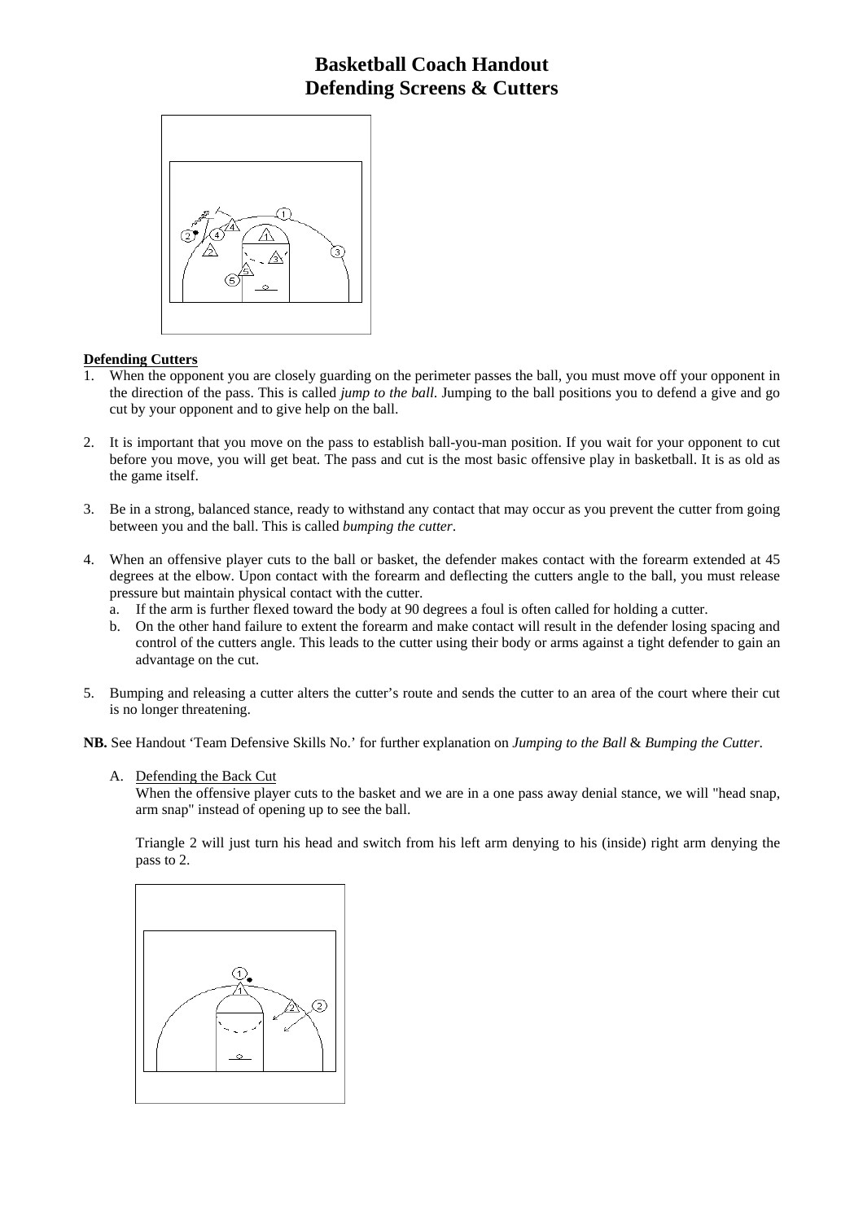# Basketball Coach Handout
# Defending Screens & Cutters

## Defending Cutters

1. When the opponent you are closely guarding on the perimeter passes the ball, you must move off your opponent in the direction of the pass. This is called *jump to the ball*. Jumping to the ball positions you to defend a give and go cut by your opponent and to give help on the ball.

2. It is important that you move on the pass to establish ball-you-man position. If you wait for your opponent to cut before you move, you will get beat. The pass and cut is the most basic offensive play in basketball. It is as old as the game itself.

3. Be in a strong, balanced stance, ready to withstand any contact that may occur as you prevent the cutter from going between you and the ball. This is called *bumping the cutter*.

4. When an offensive player cuts to the ball or basket, the defender makes contact with the forearm extended at 45 degrees at the elbow. Upon contact with the forearm and deflecting the cutters angle to the ball, you must release pressure but maintain physical contact with the cutter.
   a. If the arm is further flexed toward the body at 90 degrees a foul is often called for holding a cutter.
   b. On the other hand failure to extent the forearm and make contact will result in the defender losing spacing and control of the cutters angle. This leads to the cutter using their body or arms against a tight defender to gain an advantage on the cut.

5. Bumping and releasing a cutter alters the cutter's route and sends the cutter to an area of the court where their cut is no longer threatening.

**NB.** See Handout 'Team Defensive Skills No.' for further explanation on *Jumping to the Ball* & *Bumping the Cutter*.

A. Defending the Back Cut

When the offensive player cuts to the basket and we are in a one pass away denial stance, we will "head snap, arm snap" instead of opening up to see the ball.

Triangle 2 will just turn his head and switch from his left arm denying to his (inside) right arm denying the pass to 2.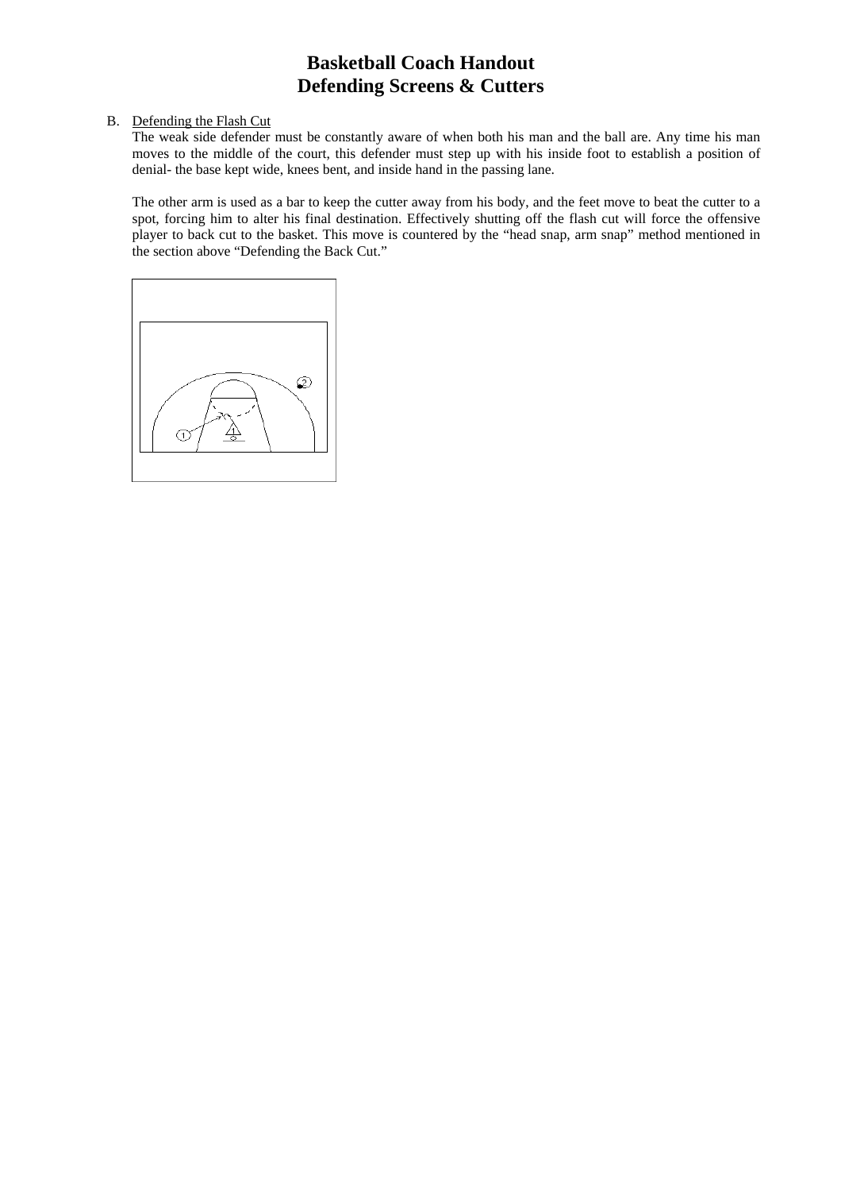# Basketball Coach Handout
# Defending Screens & Cutters

B. Defending the Flash Cut

The weak side defender must be constantly aware of when both his man and the ball are. Any time his man moves to the middle of the court, this defender must step up with his inside foot to establish a position of denial- the base kept wide, knees bent, and inside hand in the passing lane.

The other arm is used as a bar to keep the cutter away from his body, and the feet move to beat the cutter to a spot, forcing him to alter his final destination. Effectively shutting off the flash cut will force the offensive player to back cut to the basket. This move is countered by the "head snap, arm snap" method mentioned in the section above "Defending the Back Cut."

1

2

1